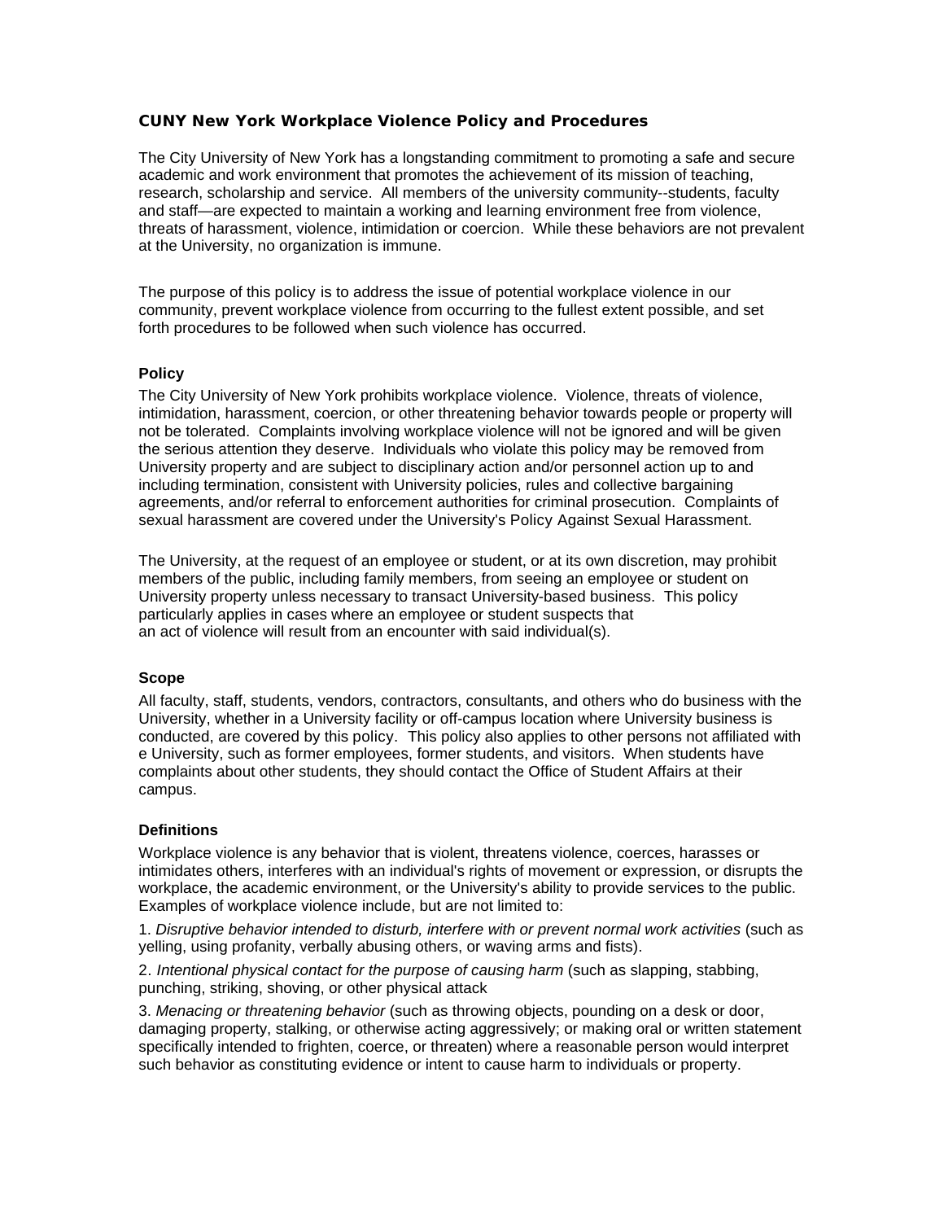# CUNY New York Workplace Violence Policy and Procedures

The City University of New York has a longstanding commitment to promoting a safe and secure academic and work environment that promotes the achievement of its mission of teaching, research, scholarship and service. All members of the university community--students, faculty and staff—are expected to maintain a working and learning environment free from violence, threats of harassment, violence, intimidation or coercion. While these behaviors are not prevalent at the University, no organization is immune.

The purpose of this policy is to address the issue of potential workplace violence in our community, prevent workplace violence from occurring to the fullest extent possible, and set forth procedures to be followed when such violence has occurred.

## Policy

The City University of New York prohibits workplace violence. Violence, threats of violence, intimidation, harassment, coercion, or other threatening behavior towards people or property will not be tolerated. Complaints involving workplace violence will not be ignored and will be given the serious attention they deserve. Individuals who violate this policy may be removed from University property and are subject to disciplinary action and/or personnel action up to and including termination, consistent with University policies, rules and collective bargaining agreements, and/or referral to enforcement authorities for criminal prosecution. Complaints of sexual harassment are covered under the University's Policy Against Sexual Harassment.

The University, at the request of an employee or student, or at its own discretion, may prohibit members of the public, including family members, from seeing an employee or student on University property unless necessary to transact University-based business. This policy particularly applies in cases where an employee or student suspects that an act of violence will result from an encounter with said individual(s).

## Scope

All faculty, staff, students, vendors, contractors, consultants, and others who do business with the University, whether in a University facility or off-campus location where University business is conducted, are covered by this policy. This policy also applies to other persons not affiliated with e University, such as former employees, former students, and visitors. When students have complaints about other students, they should contact the Office of Student Affairs at their campus.

## Definitions

Workplace violence is any behavior that is violent, threatens violence, coerces, harasses or intimidates others, interferes with an individual's rights of movement or expression, or disrupts the workplace, the academic environment, or the University's ability to provide services to the public. Examples of workplace violence include, but are not limited to:

1. *Disruptive behavior intended to disturb, interfere with or prevent normal work activities* (such as yelling, using profanity, verbally abusing others, or waving arms and fists).

2. *Intentional physical contact for the purpose of causing harm* (such as slapping, stabbing, punching, striking, shoving, or other physical attack

3. *Menacing or threatening behavior* (such as throwing objects, pounding on a desk or door, damaging property, stalking, or otherwise acting aggressively; or making oral or written statement specifically intended to frighten, coerce, or threaten) where a reasonable person would interpret such behavior as constituting evidence or intent to cause harm to individuals or property.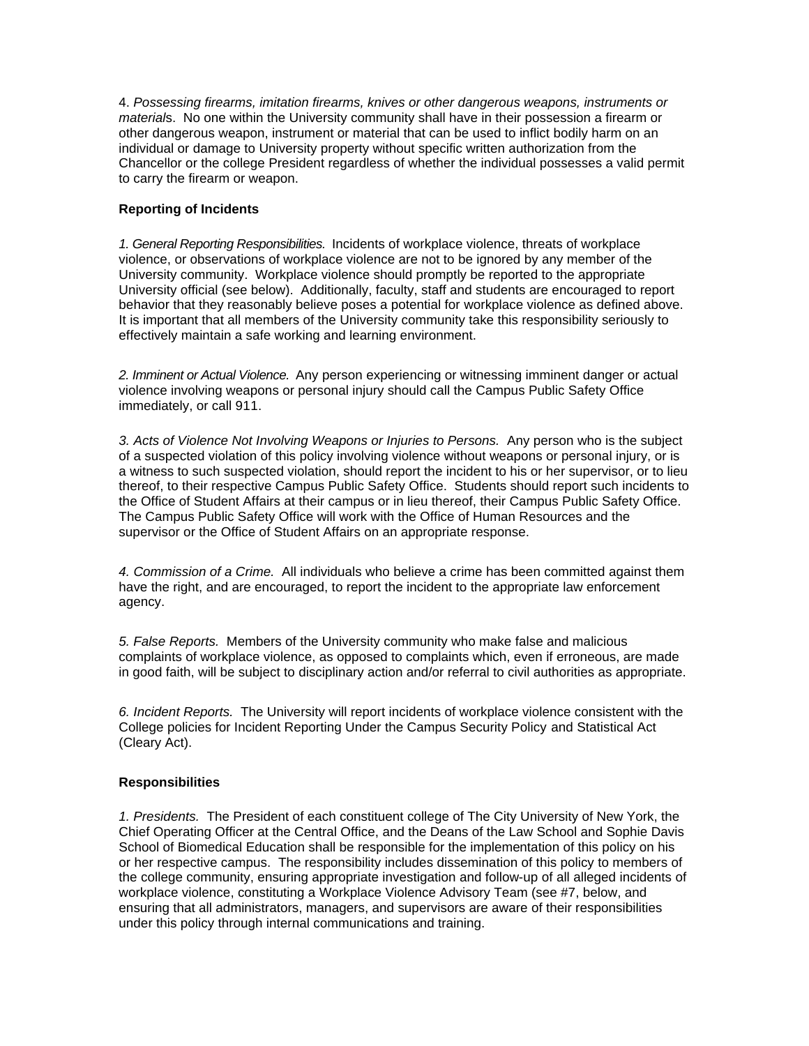4. *Possessing firearms, imitation firearms, knives or other dangerous weapons, instruments or materials*. No one within the University community shall have in their possession a firearm or other dangerous weapon, instrument or material that can be used to inflict bodily harm on an individual or damage to University property without specific written authorization from the Chancellor or the college President regardless of whether the individual possesses a valid permit to carry the firearm or weapon.

**Reporting of Incidents**

*1. General Reporting Responsibilities.* Incidents of workplace violence, threats of workplace violence, or observations of workplace violence are not to be ignored by any member of the University community. Workplace violence should promptly be reported to the appropriate University official (see below). Additionally, faculty, staff and students are encouraged to report behavior that they reasonably believe poses a potential for workplace violence as defined above. It is important that all members of the University community take this responsibility seriously to effectively maintain a safe working and learning environment.

*2. Imminent or Actual Violence.* Any person experiencing or witnessing imminent danger or actual violence involving weapons or personal injury should call the Campus Public Safety Office immediately, or call 911.

*3. Acts of Violence Not Involving Weapons or Injuries to Persons.* Any person who is the subject of a suspected violation of this policy involving violence without weapons or personal injury, or is a witness to such suspected violation, should report the incident to his or her supervisor, or to lieu thereof, to their respective Campus Public Safety Office. Students should report such incidents to the Office of Student Affairs at their campus or in lieu thereof, their Campus Public Safety Office. The Campus Public Safety Office will work with the Office of Human Resources and the supervisor or the Office of Student Affairs on an appropriate response.

*4. Commission of a Crime.* All individuals who believe a crime has been committed against them have the right, and are encouraged, to report the incident to the appropriate law enforcement agency.

*5. False Reports.* Members of the University community who make false and malicious complaints of workplace violence, as opposed to complaints which, even if erroneous, are made in good faith, will be subject to disciplinary action and/or referral to civil authorities as appropriate.

*6. Incident Reports.* The University will report incidents of workplace violence consistent with the College policies for Incident Reporting Under the Campus Security Policy and Statistical Act (Cleary Act).

**Responsibilities**

*1. Presidents.* The President of each constituent college of The City University of New York, the Chief Operating Officer at the Central Office, and the Deans of the Law School and Sophie Davis School of Biomedical Education shall be responsible for the implementation of this policy on his or her respective campus. The responsibility includes dissemination of this policy to members of the college community, ensuring appropriate investigation and follow-up of all alleged incidents of workplace violence, constituting a Workplace Violence Advisory Team (see #7, below, and ensuring that all administrators, managers, and supervisors are aware of their responsibilities under this policy through internal communications and training.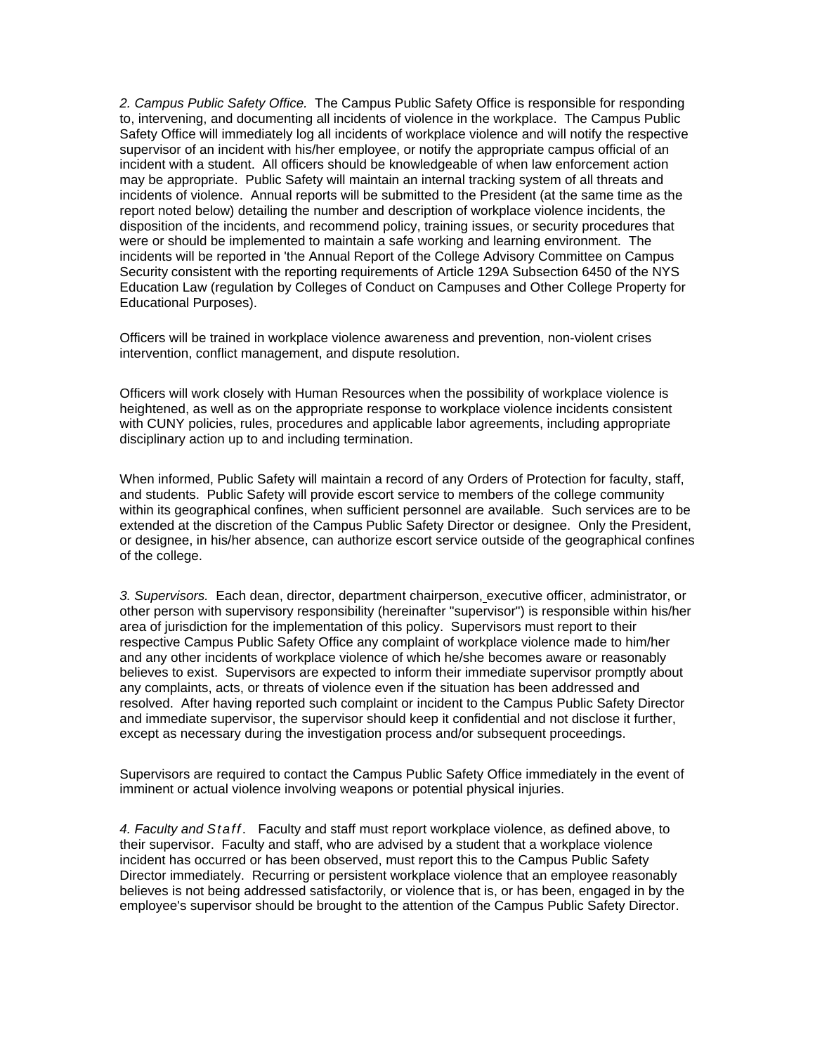*2. Campus Public Safety Office.* The Campus Public Safety Office is responsible for responding to, intervening, and documenting all incidents of violence in the workplace. The Campus Public Safety Office will immediately log all incidents of workplace violence and will notify the respective supervisor of an incident with his/her employee, or notify the appropriate campus official of an incident with a student. All officers should be knowledgeable of when law enforcement action may be appropriate. Public Safety will maintain an internal tracking system of all threats and incidents of violence. Annual reports will be submitted to the President (at the same time as the report noted below) detailing the number and description of workplace violence incidents, the disposition of the incidents, and recommend policy, training issues, or security procedures that were or should be implemented to maintain a safe working and learning environment. The incidents will be reported in 'the Annual Report of the College Advisory Committee on Campus Security consistent with the reporting requirements of Article 129A Subsection 6450 of the NYS Education Law (regulation by Colleges of Conduct on Campuses and Other College Property for Educational Purposes).

Officers will be trained in workplace violence awareness and prevention, non-violent crises intervention, conflict management, and dispute resolution.

Officers will work closely with Human Resources when the possibility of workplace violence is heightened, as well as on the appropriate response to workplace violence incidents consistent with CUNY policies, rules, procedures and applicable labor agreements, including appropriate disciplinary action up to and including termination.

When informed, Public Safety will maintain a record of any Orders of Protection for faculty, staff, and students. Public Safety will provide escort service to members of the college community within its geographical confines, when sufficient personnel are available. Such services are to be extended at the discretion of the Campus Public Safety Director or designee. Only the President, or designee, in his/her absence, can authorize escort service outside of the geographical confines of the college.

*3. Supervisors.* Each dean, director, department chairperson, executive officer, administrator, or other person with supervisory responsibility (hereinafter "supervisor") is responsible within his/her area of jurisdiction for the implementation of this policy. Supervisors must report to their respective Campus Public Safety Office any complaint of workplace violence made to him/her and any other incidents of workplace violence of which he/she becomes aware or reasonably believes to exist. Supervisors are expected to inform their immediate supervisor promptly about any complaints, acts, or threats of violence even if the situation has been addressed and resolved. After having reported such complaint or incident to the Campus Public Safety Director and immediate supervisor, the supervisor should keep it confidential and not disclose it further, except as necessary during the investigation process and/or subsequent proceedings.

Supervisors are required to contact the Campus Public Safety Office immediately in the event of imminent or actual violence involving weapons or potential physical injuries.

*4. Faculty and Staff.* Faculty and staff must report workplace violence, as defined above, to their supervisor. Faculty and staff, who are advised by a student that a workplace violence incident has occurred or has been observed, must report this to the Campus Public Safety Director immediately. Recurring or persistent workplace violence that an employee reasonably believes is not being addressed satisfactorily, or violence that is, or has been, engaged in by the employee's supervisor should be brought to the attention of the Campus Public Safety Director.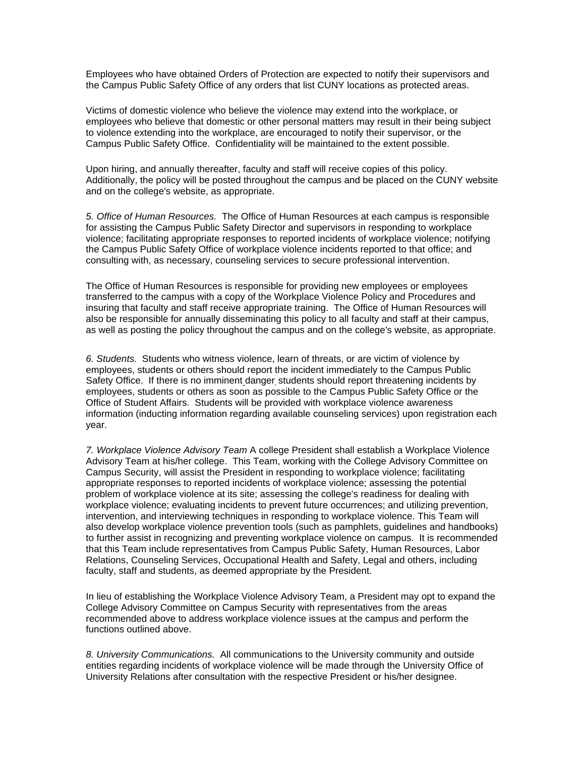Employees who have obtained Orders of Protection are expected to notify their supervisors and the Campus Public Safety Office of any orders that list CUNY locations as protected areas.

Victims of domestic violence who believe the violence may extend into the workplace, or employees who believe that domestic or other personal matters may result in their being subject to violence extending into the workplace, are encouraged to notify their supervisor, or the Campus Public Safety Office. Confidentiality will be maintained to the extent possible.

Upon hiring, and annually thereafter, faculty and staff will receive copies of this policy. Additionally, the policy will be posted throughout the campus and be placed on the CUNY website and on the college's website, as appropriate.

*5. Office of Human Resources.* The Office of Human Resources at each campus is responsible for assisting the Campus Public Safety Director and supervisors in responding to workplace violence; facilitating appropriate responses to reported incidents of workplace violence; notifying the Campus Public Safety Office of workplace violence incidents reported to that office; and consulting with, as necessary, counseling services to secure professional intervention.

The Office of Human Resources is responsible for providing new employees or employees transferred to the campus with a copy of the Workplace Violence Policy and Procedures and insuring that faculty and staff receive appropriate training. The Office of Human Resources will also be responsible for annually disseminating this policy to all faculty and staff at their campus, as well as posting the policy throughout the campus and on the college's website, as appropriate.

*6. Students.* Students who witness violence, learn of threats, or are victim of violence by employees, students or others should report the incident immediately to the Campus Public Safety Office. If there is no imminent danger, students should report threatening incidents by employees, students or others as soon as possible to the Campus Public Safety Office or the Office of Student Affairs. Students will be provided with workplace violence awareness information (inducting information regarding available counseling services) upon registration each year.

*7. Workplace Violence Advisory Team* A college President shall establish a Workplace Violence Advisory Team at his/her college. This Team, working with the College Advisory Committee on Campus Security, will assist the President in responding to workplace violence; facilitating appropriate responses to reported incidents of workplace violence; assessing the potential problem of workplace violence at its site; assessing the college's readiness for dealing with workplace violence; evaluating incidents to prevent future occurrences; and utilizing prevention, intervention, and interviewing techniques in responding to workplace violence. This Team will also develop workplace violence prevention tools (such as pamphlets, guidelines and handbooks) to further assist in recognizing and preventing workplace violence on campus. It is recommended that this Team include representatives from Campus Public Safety, Human Resources, Labor Relations, Counseling Services, Occupational Health and Safety, Legal and others, including faculty, staff and students, as deemed appropriate by the President.

In lieu of establishing the Workplace Violence Advisory Team, a President may opt to expand the College Advisory Committee on Campus Security with representatives from the areas recommended above to address workplace violence issues at the campus and perform the functions outlined above.

*8. University Communications.* All communications to the University community and outside entities regarding incidents of workplace violence will be made through the University Office of University Relations after consultation with the respective President or his/her designee.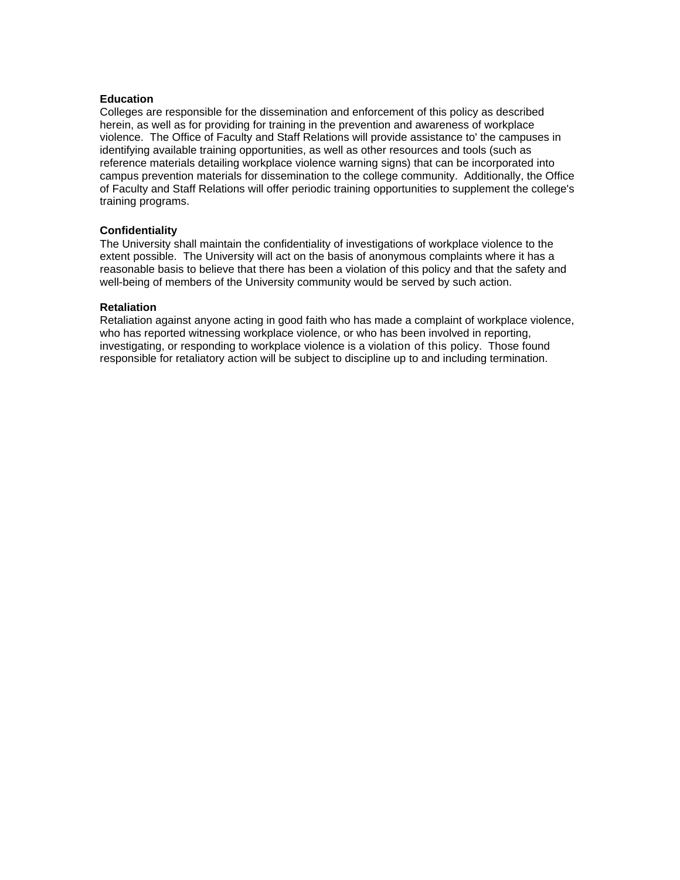**Education**
Colleges are responsible for the dissemination and enforcement of this policy as described herein, as well as for providing for training in the prevention and awareness of workplace violence. The Office of Faculty and Staff Relations will provide assistance to' the campuses in identifying available training opportunities, as well as other resources and tools (such as reference materials detailing workplace violence warning signs) that can be incorporated into campus prevention materials for dissemination to the college community. Additionally, the Office of Faculty and Staff Relations will offer periodic training opportunities to supplement the college's training programs.

**Confidentiality**
The University shall maintain the confidentiality of investigations of workplace violence to the extent possible. The University will act on the basis of anonymous complaints where it has a reasonable basis to believe that there has been a violation of this policy and that the safety and well-being of members of the University community would be served by such action.

**Retaliation**
Retaliation against anyone acting in good faith who has made a complaint of workplace violence, who has reported witnessing workplace violence, or who has been involved in reporting, investigating, or responding to workplace violence is a violation of this policy. Those found responsible for retaliatory action will be subject to discipline up to and including termination.